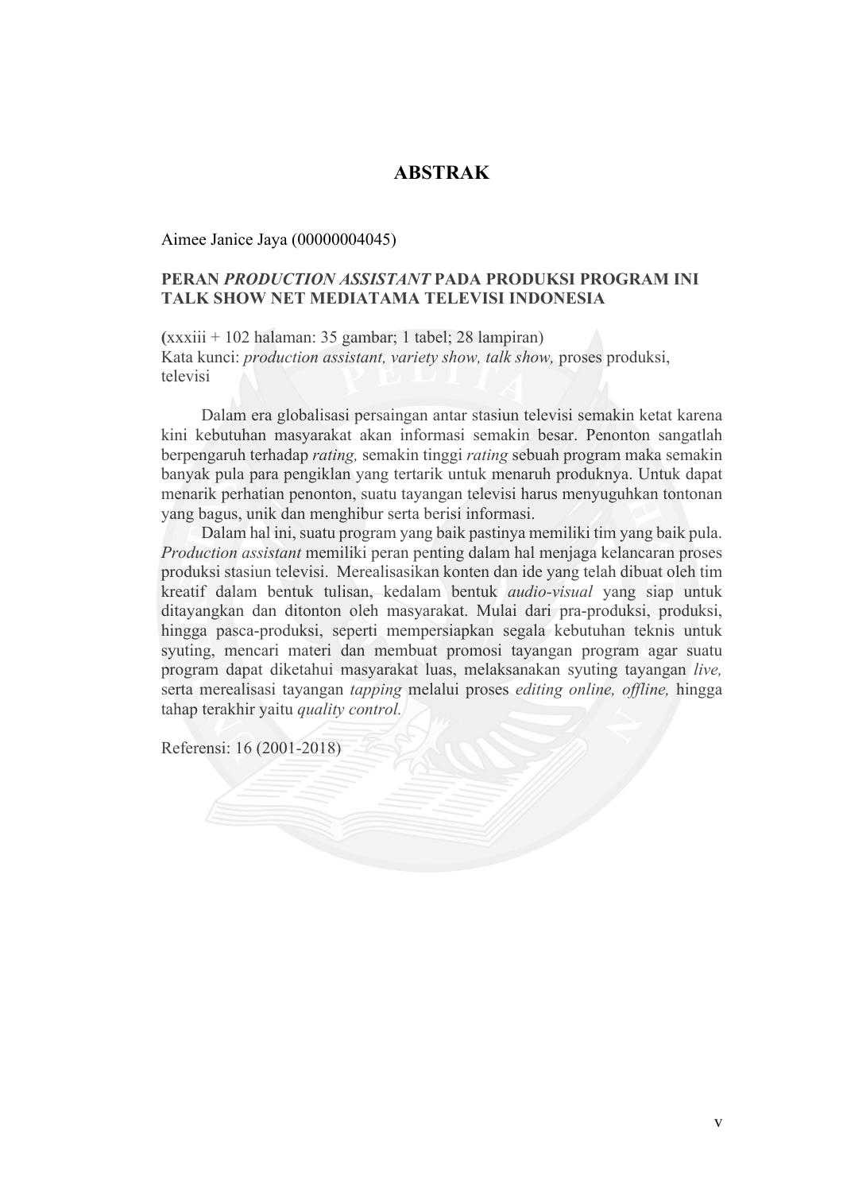# ABSTRAK

Aimee Janice Jaya (00000004045)

**PERAN *PRODUCTION ASSISTANT* PADA PRODUKSI PROGRAM INI TALK SHOW NET MEDIATAMA TELEVISI INDONESIA**

(xxxiii + 102 halaman: 35 gambar; 1 tabel; 28 lampiran)
Kata kunci: *production assistant, variety show, talk show,* proses produksi, televisi

Dalam era globalisasi persaingan antar stasiun televisi semakin ketat karena kini kebutuhan masyarakat akan informasi semakin besar. Penonton sangatlah berpengaruh terhadap *rating,* semakin tinggi *rating* sebuah program maka semakin banyak pula para pengiklan yang tertarik untuk menaruh produknya. Untuk dapat menarik perhatian penonton, suatu tayangan televisi harus menyuguhkan tontonan yang bagus, unik dan menghibur serta berisi informasi.

Dalam hal ini, suatu program yang baik pastinya memiliki tim yang baik pula. *Production assistant* memiliki peran penting dalam hal menjaga kelancaran proses produksi stasiun televisi. Merealisasikan konten dan ide yang telah dibuat oleh tim kreatif dalam bentuk tulisan, kedalam bentuk *audio-visual* yang siap untuk ditayangkan dan ditonton oleh masyarakat. Mulai dari pra-produksi, produksi, hingga pasca-produksi, seperti mempersiapkan segala kebutuhan teknis untuk syuting, mencari materi dan membuat promosi tayangan program agar suatu program dapat diketahui masyarakat luas, melaksanakan syuting tayangan *live,* serta merealisasi tayangan *tapping* melalui proses *editing online, offline,* hingga tahap terakhir yaitu *quality control.*

Referensi: 16 (2001-2018)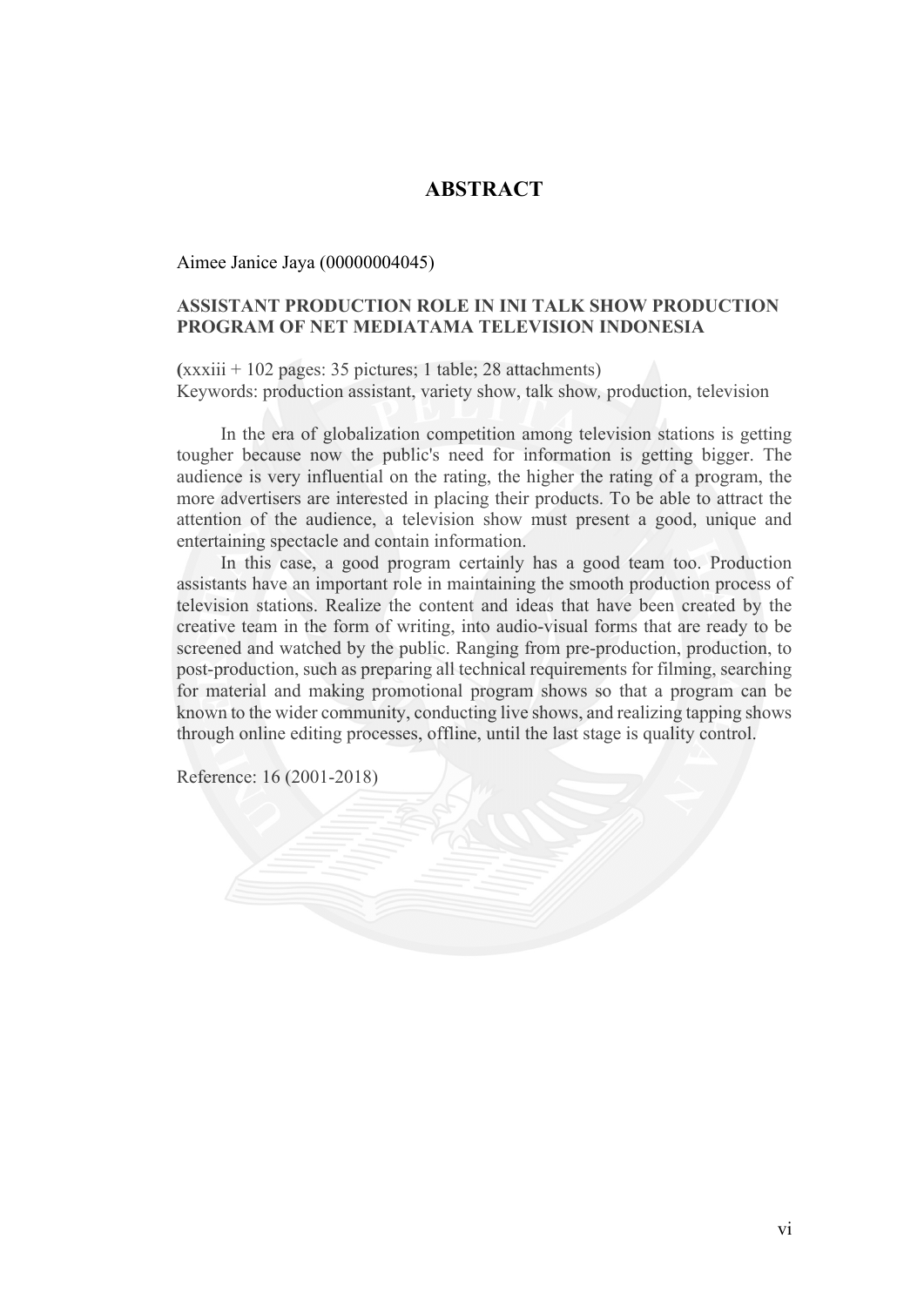# ABSTRACT

Aimee Janice Jaya (00000004045)

**ASSISTANT PRODUCTION ROLE IN INI TALK SHOW PRODUCTION PROGRAM OF NET MEDIATAMA TELEVISION INDONESIA**

(xxxiii + 102 pages: 35 pictures; 1 table; 28 attachments)
Keywords: production assistant, variety show, talk show, production, television

In the era of globalization competition among television stations is getting tougher because now the public's need for information is getting bigger. The audience is very influential on the rating, the higher the rating of a program, the more advertisers are interested in placing their products. To be able to attract the attention of the audience, a television show must present a good, unique and entertaining spectacle and contain information.

In this case, a good program certainly has a good team too. Production assistants have an important role in maintaining the smooth production process of television stations. Realize the content and ideas that have been created by the creative team in the form of writing, into audio-visual forms that are ready to be screened and watched by the public. Ranging from pre-production, production, to post-production, such as preparing all technical requirements for filming, searching for material and making promotional program shows so that a program can be known to the wider community, conducting live shows, and realizing tapping shows through online editing processes, offline, until the last stage is quality control.

Reference: 16 (2001-2018)